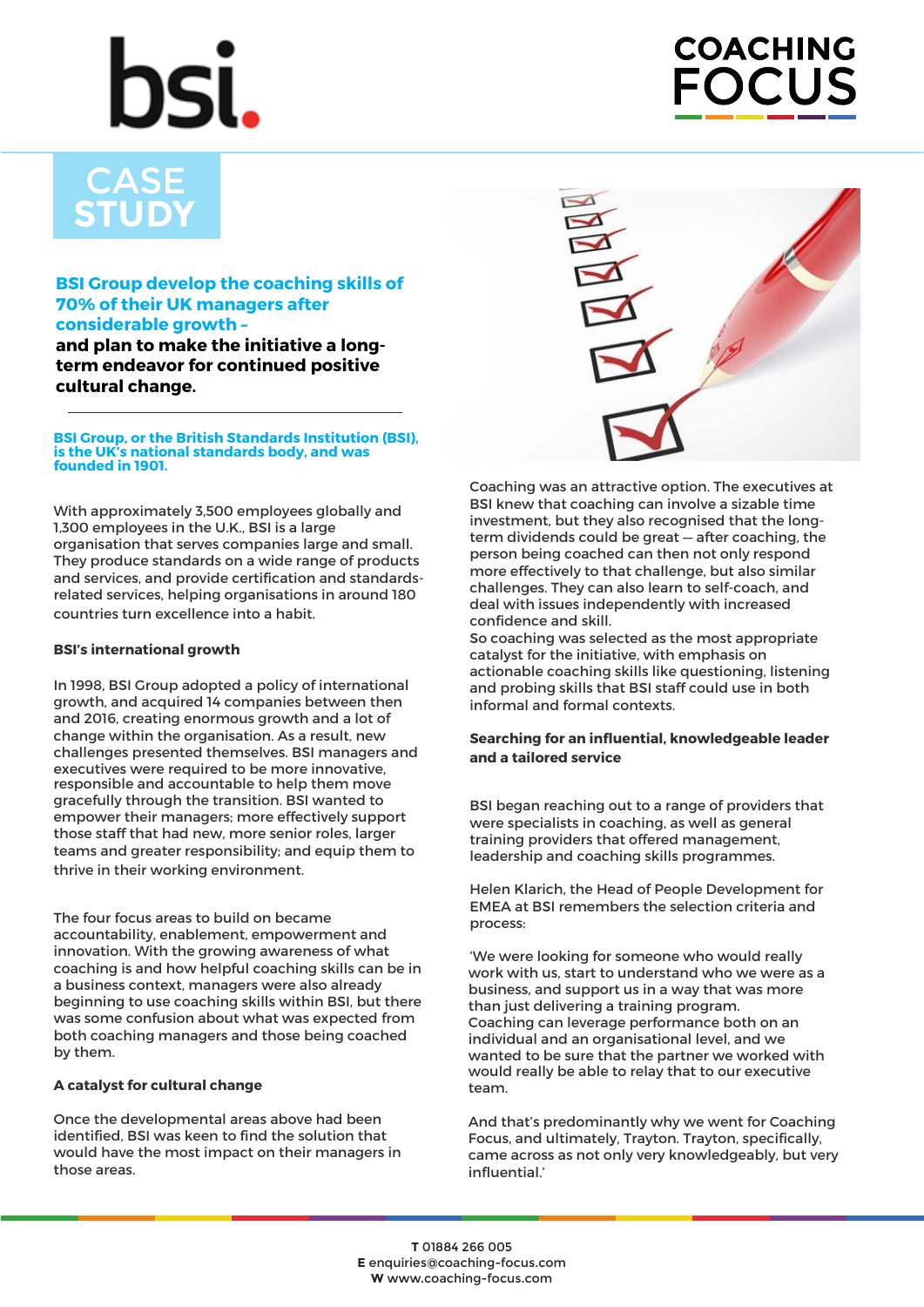# CASE STUDY

## BSI Group develop the coaching skills of 70% of their UK managers after considerable growth – and plan to make the initiative a long-term endeavor for continued positive cultural change.

**BSI Group, or the British Standards Institution (BSI), is the UK's national standards body, and was founded in 1901.**

With approximately 3,500 employees globally and 1,300 employees in the U.K., BSI is a large organisation that serves companies large and small. They produce standards on a wide range of products and services, and provide certification and standards-related services, helping organisations in around 180 countries turn excellence into a habit.

### BSI's international growth

In 1998, BSI Group adopted a policy of international growth, and acquired 14 companies between then and 2016, creating enormous growth and a lot of change within the organisation. As a result, new challenges presented themselves. BSI managers and executives were required to be more innovative, responsible and accountable to help them move gracefully through the transition. BSI wanted to empower their managers; more effectively support those staff that had new, more senior roles, larger teams and greater responsibility; and equip them to thrive in their working environment.

The four focus areas to build on became accountability, enablement, empowerment and innovation. With the growing awareness of what coaching is and how helpful coaching skills can be in a business context, managers were also already beginning to use coaching skills within BSI, but there was some confusion about what was expected from both coaching managers and those being coached by them.

### A catalyst for cultural change

Once the developmental areas above had been identified, BSI was keen to find the solution that would have the most impact on their managers in those areas.

Coaching was an attractive option. The executives at BSI knew that coaching can involve a sizable time investment, but they also recognised that the long-term dividends could be great — after coaching, the person being coached can then not only respond more effectively to that challenge, but also similar challenges. They can also learn to self-coach, and deal with issues independently with increased confidence and skill.
So coaching was selected as the most appropriate catalyst for the initiative, with emphasis on actionable coaching skills like questioning, listening and probing skills that BSI staff could use in both informal and formal contexts.

### Searching for an influential, knowledgeable leader and a tailored service

BSI began reaching out to a range of providers that were specialists in coaching, as well as general training providers that offered management, leadership and coaching skills programmes.

Helen Klarich, the Head of People Development for EMEA at BSI remembers the selection criteria and process:

'We were looking for someone who would really work with us, start to understand who we were as a business, and support us in a way that was more than just delivering a training program.
Coaching can leverage performance both on an individual and an organisational level, and we wanted to be sure that the partner we worked with would really be able to relay that to our executive team.

And that's predominantly why we went for Coaching Focus, and ultimately, Trayton. Trayton, specifically, came across as not only very knowledgeably, but very influential.'

**T** 01884 266 005
**E** enquiries@coaching-focus.com
**W** www.coaching-focus.com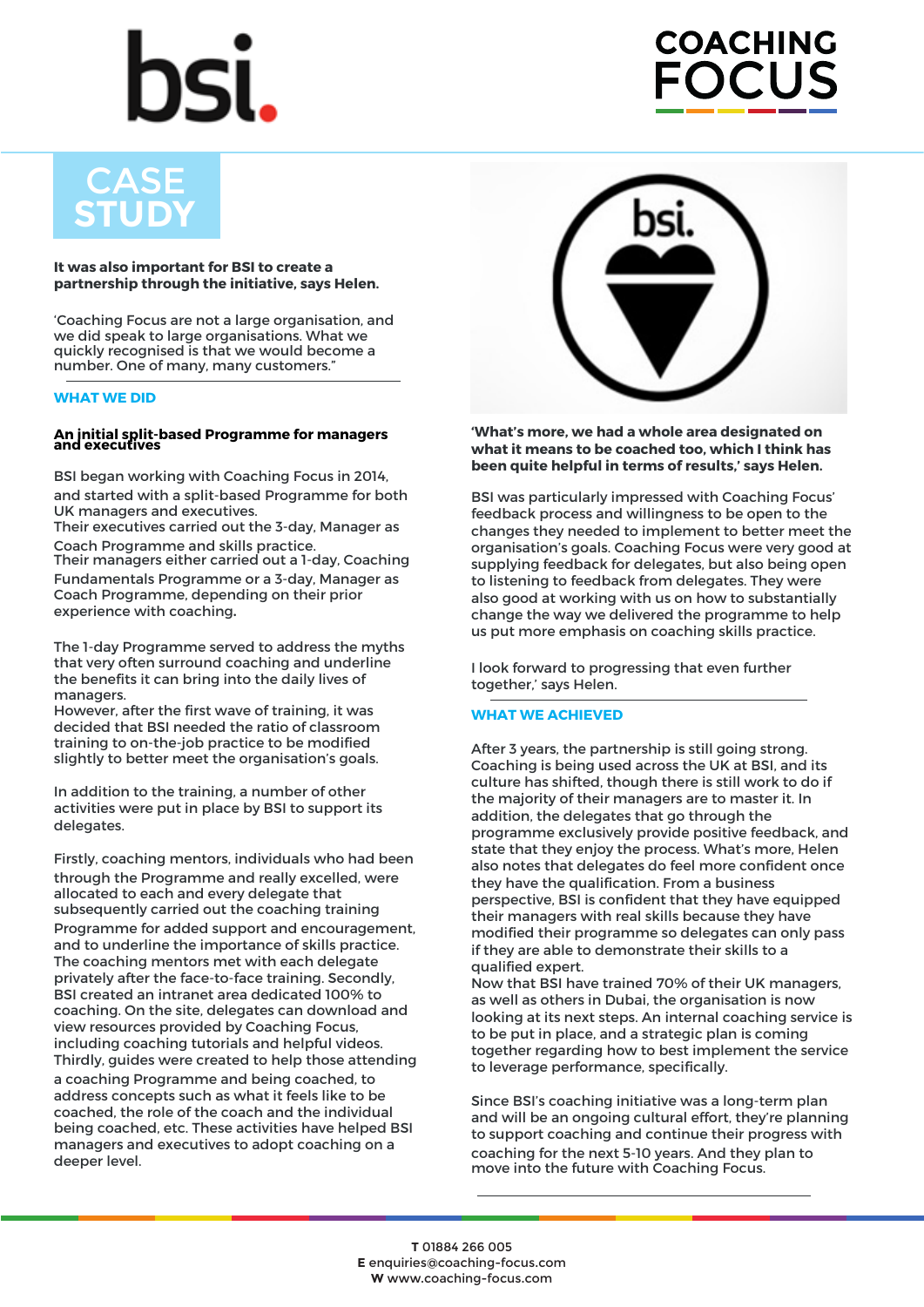# CASE STUDY

**It was also important for BSI to create a partnership through the initiative, says Helen.**

'Coaching Focus are not a large organisation, and we did speak to large organisations. What we quickly recognised is that we would become a number. One of many, many customers."

## WHAT WE DID

### An initial split-based Programme for managers and executives

BSI began working with Coaching Focus in 2014, and started with a split-based Programme for both UK managers and executives.
Their executives carried out the 3-day, Manager as Coach Programme and skills practice.
Their managers either carried out a 1-day, Coaching Fundamentals Programme or a 3-day, Manager as Coach Programme, depending on their prior experience with coaching.

The 1-day Programme served to address the myths that very often surround coaching and underline the benefits it can bring into the daily lives of managers.
However, after the first wave of training, it was decided that BSI needed the ratio of classroom training to on-the-job practice to be modified slightly to better meet the organisation's goals.

In addition to the training, a number of other activities were put in place by BSI to support its delegates.

Firstly, coaching mentors, individuals who had been through the Programme and really excelled, were allocated to each and every delegate that subsequently carried out the coaching training Programme for added support and encouragement, and to underline the importance of skills practice. The coaching mentors met with each delegate privately after the face-to-face training. Secondly, BSI created an intranet area dedicated 100% to coaching. On the site, delegates can download and view resources provided by Coaching Focus, including coaching tutorials and helpful videos. Thirdly, guides were created to help those attending a coaching Programme and being coached, to address concepts such as what it feels like to be coached, the role of the coach and the individual being coached, etc. These activities have helped BSI managers and executives to adopt coaching on a deeper level.

**'What's more, we had a whole area designated on what it means to be coached too, which I think has been quite helpful in terms of results,' says Helen.**

BSI was particularly impressed with Coaching Focus' feedback process and willingness to be open to the changes they needed to implement to better meet the organisation's goals. Coaching Focus were very good at supplying feedback for delegates, but also being open to listening to feedback from delegates. They were also good at working with us on how to substantially change the way we delivered the programme to help us put more emphasis on coaching skills practice.

I look forward to progressing that even further together,' says Helen.

## WHAT WE ACHIEVED

After 3 years, the partnership is still going strong. Coaching is being used across the UK at BSI, and its culture has shifted, though there is still work to do if the majority of their managers are to master it. In addition, the delegates that go through the programme exclusively provide positive feedback, and state that they enjoy the process. What's more, Helen also notes that delegates do feel more confident once they have the qualification. From a business perspective, BSI is confident that they have equipped their managers with real skills because they have modified their programme so delegates can only pass if they are able to demonstrate their skills to a qualified expert.
Now that BSI have trained 70% of their UK managers, as well as others in Dubai, the organisation is now looking at its next steps. An internal coaching service is to be put in place, and a strategic plan is coming together regarding how to best implement the service to leverage performance, specifically.

Since BSI's coaching initiative was a long-term plan and will be an ongoing cultural effort, they're planning to support coaching and continue their progress with coaching for the next 5-10 years. And they plan to move into the future with Coaching Focus.

**T** 01884 266 005
**E** enquiries@coaching-focus.com
**W** www.coaching-focus.com